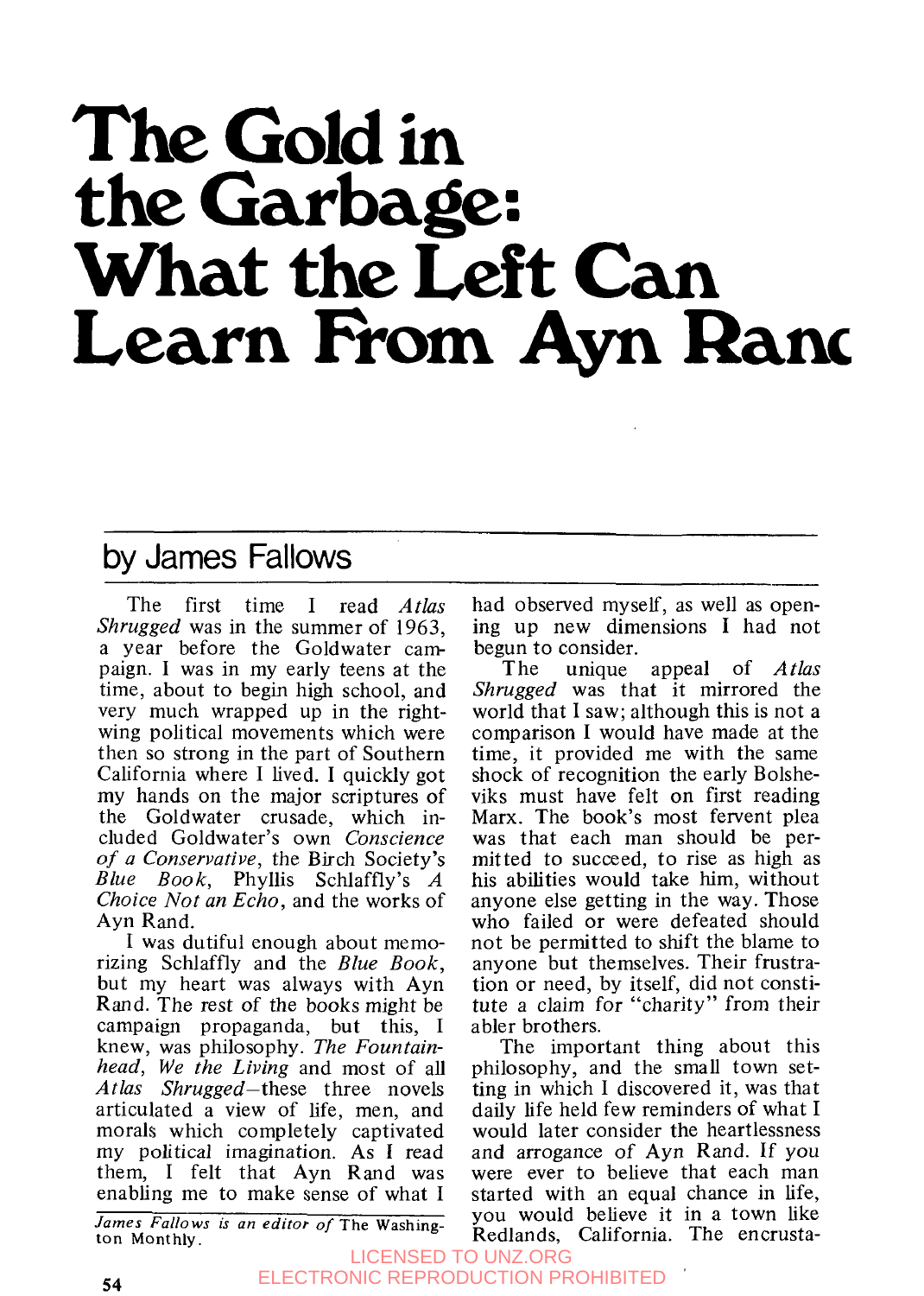# The Gold in the Garbage: What the Left Can Learn From Ayn Rand

## by James Fallows

The first time I read *Atlas Shrugged* was in the summer of 1963, a year before the Goldwater campaign. I was in my early teens at the time, about to begin high school, and very much wrapped up in the right-wing political movements which were then so strong in the part of Southern California where I lived. I quickly got my hands on the major scriptures of the Goldwater crusade, which included Goldwater's own *Conscience of a Conservative*, the Birch Society's *Blue Book*, Phyllis Schlaffly's *A Choice Not an Echo*, and the works of Ayn Rand.

I was dutiful enough about memorizing Schlaffly and the *Blue Book*, but my heart was always with Ayn Rand. The rest of the books might be campaign propaganda, but this, I knew, was philosophy. *The Fountainhead*, *We the Living* and most of all *Atlas Shrugged*—these three novels articulated a view of life, men, and morals which completely captivated my political imagination. As I read them, I felt that Ayn Rand was enabling me to make sense of what I had observed myself, as well as opening up new dimensions I had not begun to consider.

The unique appeal of *Atlas Shrugged* was that it mirrored the world that I saw; although this is not a comparison I would have made at the time, it provided me with the same shock of recognition the early Bolsheviks must have felt on first reading Marx. The book's most fervent plea was that each man should be permitted to succeed, to rise as high as his abilities would take him, without anyone else getting in the way. Those who failed or were defeated should not be permitted to shift the blame to anyone but themselves. Their frustration or need, by itself, did not constitute a claim for "charity" from their abler brothers.

The important thing about this philosophy, and the small town setting in which I discovered it, was that daily life held few reminders of what I would later consider the heartlessness and arrogance of Ayn Rand. If you were ever to believe that each man started with an equal chance in life, you would believe it in a town like Redlands, California. The encrusta-

*James Fallows is an editor of* The Washington Monthly.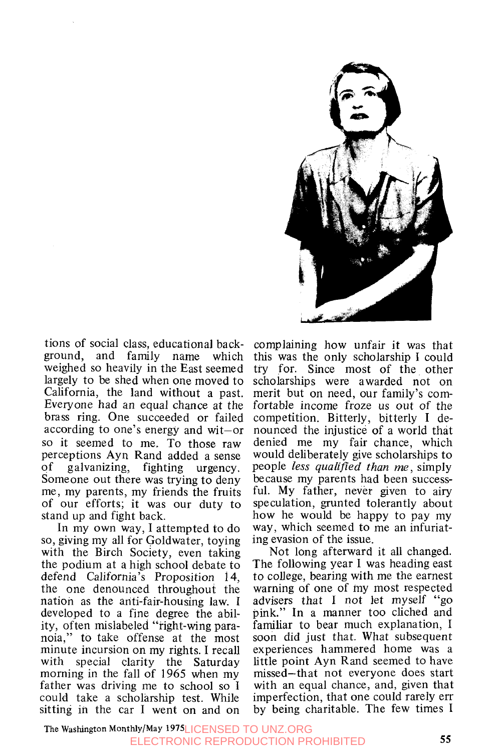tions of social class, educational background, and family name which weighed so heavily in the East seemed largely to be shed when one moved to California, the land without a past. Everyone had an equal chance at the brass ring. One succeeded or failed according to one's energy and wit—or so it seemed to me. To those raw perceptions Ayn Rand added a sense of galvanizing, fighting urgency. Someone out there was trying to deny me, my parents, my friends the fruits of our efforts; it was our duty to stand up and fight back.

In my own way, I attempted to do so, giving my all for Goldwater, toying with the Birch Society, even taking the podium at a high school debate to defend California's Proposition 14, the one denounced throughout the nation as the anti-fair-housing law. I developed to a fine degree the ability, often mislabeled "right-wing paranoia," to take offense at the most minute incursion on my rights. I recall with special clarity the Saturday morning in the fall of 1965 when my father was driving me to school so I could take a scholarship test. While sitting in the car I went on and on complaining how unfair it was that this was the only scholarship I could try for. Since most of the other scholarships were awarded not on merit but on need, our family's comfortable income froze us out of the competition. Bitterly, bitterly I denounced the injustice of a world that denied me my fair chance, which would deliberately give scholarships to people *less qualified than me*, simply because my parents had been successful. My father, never given to airy speculation, grunted tolerantly about how he would be happy to pay my way, which seemed to me an infuriating evasion of the issue.

Not long afterward it all changed. The following year I was heading east to college, bearing with me the earnest warning of one of my most respected advisers that I not let myself "go pink." In a manner too clichéd and familiar to bear much explanation, I soon did just that. What subsequent experiences hammered home was a little point Ayn Rand seemed to have missed—that not everyone does start with an equal chance, and, given that imperfection, that one could rarely err by being charitable. The few times I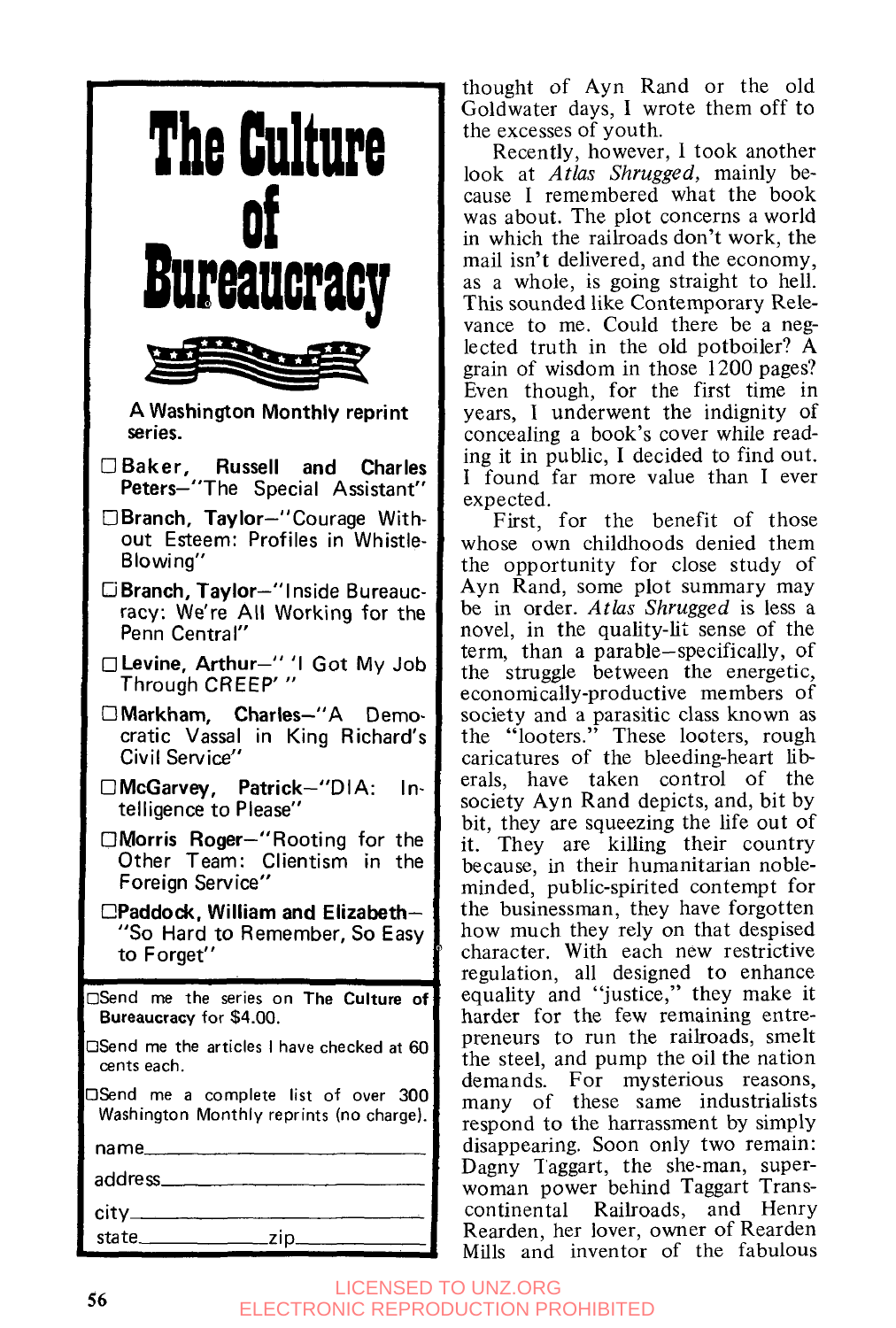# The Culture of Bureaucracy

A Washington Monthly reprint series.

- ☐ **Baker, Russell and Charles Peters**—"The Special Assistant"
- ☐ **Branch, Taylor**—"Courage Without Esteem: Profiles in Whistle-Blowing"
- ☐ **Branch, Taylor**—"Inside Bureaucracy: We're All Working for the Penn Central"
- ☐ **Levine, Arthur**—" 'I Got My Job Through CREEP' "
- ☐ **Markham, Charles**—"A Democratic Vassal in King Richard's Civil Service"
- ☐ **McGarvey, Patrick**—"DIA: Intelligence to Please"
- ☐ **Morris Roger**—"Rooting for the Other Team: Clientism in the Foreign Service"
- ☐ **Paddock, William and Elizabeth**—"So Hard to Remember, So Easy to Forget"

☐ Send me the series on **The Culture of Bureaucracy** for $4.00.

☐ Send me the articles I have checked at 60 cents each.

☐ Send me a complete list of over 300 Washington Monthly reprints (no charge).

name\_\_\_\_\_\_\_\_\_\_\_\_\_\_\_\_\_\_\_\_\_\_\_\_\_\_\_\_

address\_\_\_\_\_\_\_\_\_\_\_\_\_\_\_\_\_\_\_\_\_\_\_\_\_\_

city\_\_\_\_\_\_\_\_\_\_\_\_\_\_\_\_\_\_\_\_\_\_\_\_\_\_\_\_\_

state\_\_\_\_\_\_\_\_\_\_\_\_ zip\_\_\_\_\_\_\_\_\_\_\_\_

---

thought of Ayn Rand or the old Goldwater days, I wrote them off to the excesses of youth.

Recently, however, I took another look at *Atlas Shrugged,* mainly because I remembered what the book was about. The plot concerns a world in which the railroads don't work, the mail isn't delivered, and the economy, as a whole, is going straight to hell. This sounded like Contemporary Relevance to me. Could there be a neglected truth in the old potboiler? A grain of wisdom in those 1200 pages? Even though, for the first time in years, I underwent the indignity of concealing a book's cover while reading it in public, I decided to find out. I found far more value than I ever expected.

First, for the benefit of those whose own childhoods denied them the opportunity for close study of Ayn Rand, some plot summary may be in order. *Atlas Shrugged* is less a novel, in the quality-lit sense of the term, than a parable—specifically, of the struggle between the energetic, economically-productive members of society and a parasitic class known as the "looters." These looters, rough caricatures of the bleeding-heart liberals, have taken control of the society Ayn Rand depicts, and, bit by bit, they are squeezing the life out of it. They are killing their country because, in their humanitarian noble-minded, public-spirited contempt for the businessman, they have forgotten how much they rely on that despised character. With each new restrictive regulation, all designed to enhance equality and "justice," they make it harder for the few remaining entrepreneurs to run the railroads, smelt the steel, and pump the oil the nation demands. For mysterious reasons, many of these same industrialists respond to the harrassment by simply disappearing. Soon only two remain: Dagny Taggart, the she-man, superwoman power behind Taggart Transcontinental Railroads, and Henry Rearden, her lover, owner of Rearden Mills and inventor of the fabulous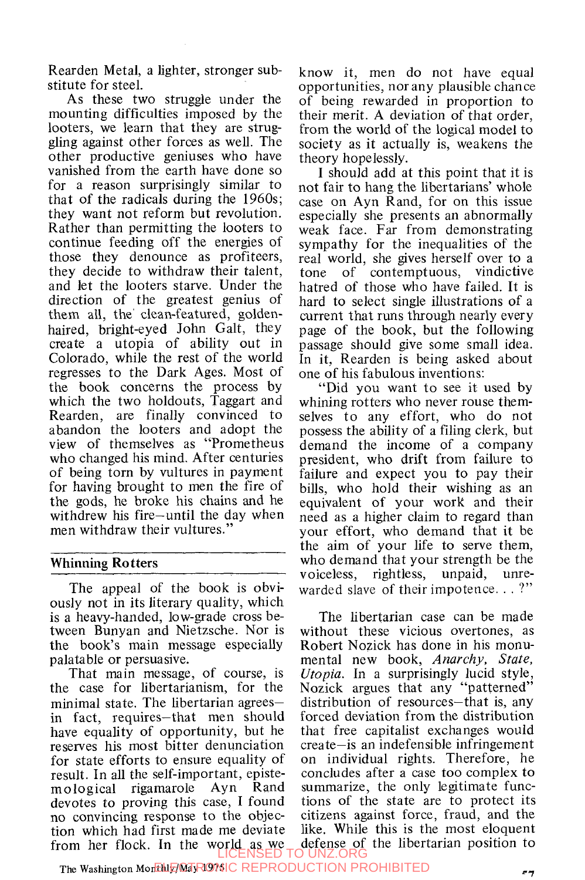Rearden Metal, a lighter, stronger substitute for steel.

As these two struggle under the mounting difficulties imposed by the looters, we learn that they are struggling against other forces as well. The other productive geniuses who have vanished from the earth have done so for a reason surprisingly similar to that of the radicals during the 1960s; they want not reform but revolution. Rather than permitting the looters to continue feeding off the energies of those they denounce as profiteers, they decide to withdraw their talent, and let the looters starve. Under the direction of the greatest genius of them all, the clean-featured, golden-haired, bright-eyed John Galt, they create a utopia of ability out in Colorado, while the rest of the world regresses to the Dark Ages. Most of the book concerns the process by which the two holdouts, Taggart and Rearden, are finally convinced to abandon the looters and adopt the view of themselves as "Prometheus who changed his mind. After centuries of being torn by vultures in payment for having brought to men the fire of the gods, he broke his chains and he withdrew his fire—until the day when men withdraw their vultures."

## Whinning Rotters

The appeal of the book is obviously not in its literary quality, which is a heavy-handed, low-grade cross between Bunyan and Nietzsche. Nor is the book's main message especially palatable or persuasive.

That main message, of course, is the case for libertarianism, for the minimal state. The libertarian agrees—in fact, requires—that men should have equality of opportunity, but he reserves his most bitter denunciation for state efforts to ensure equality of result. In all the self-important, epistemological rigamarole Ayn Rand devotes to proving this case, I found no convincing response to the objection which had first made me deviate from her flock. In the world as we know it, men do not have equal opportunities, nor any plausible chance of being rewarded in proportion to their merit. A deviation of that order, from the world of the logical model to society as it actually is, weakens the theory hopelessly.

I should add at this point that it is not fair to hang the libertarians' whole case on Ayn Rand, for on this issue especially she presents an abnormally weak face. Far from demonstrating sympathy for the inequalities of the real world, she gives herself over to a tone of contemptuous, vindictive hatred of those who have failed. It is hard to select single illustrations of a current that runs through nearly every page of the book, but the following passage should give some small idea. In it, Rearden is being asked about one of his fabulous inventions:

"Did you want to see it used by whining rotters who never rouse themselves to any effort, who do not possess the ability of a filing clerk, but demand the income of a company president, who drift from failure to failure and expect you to pay their bills, who hold their wishing as an equivalent of your work and their need as a higher claim to regard than your effort, who demand that it be the aim of your life to serve them, who demand that your strength be the voiceless, rightless, unpaid, unrewarded slave of their impotence. . . ?"

The libertarian case can be made without these vicious overtones, as Robert Nozick has done in his monumental new book, *Anarchy, State, Utopia*. In a surprisingly lucid style, Nozick argues that any "patterned" distribution of resources—that is, any forced deviation from the distribution that free capitalist exchanges would create—is an indefensible infringement on individual rights. Therefore, he concludes after a case too complex to summarize, the only legitimate functions of the state are to protect its citizens against force, fraud, and the like. While this is the most eloquent defense of the libertarian position to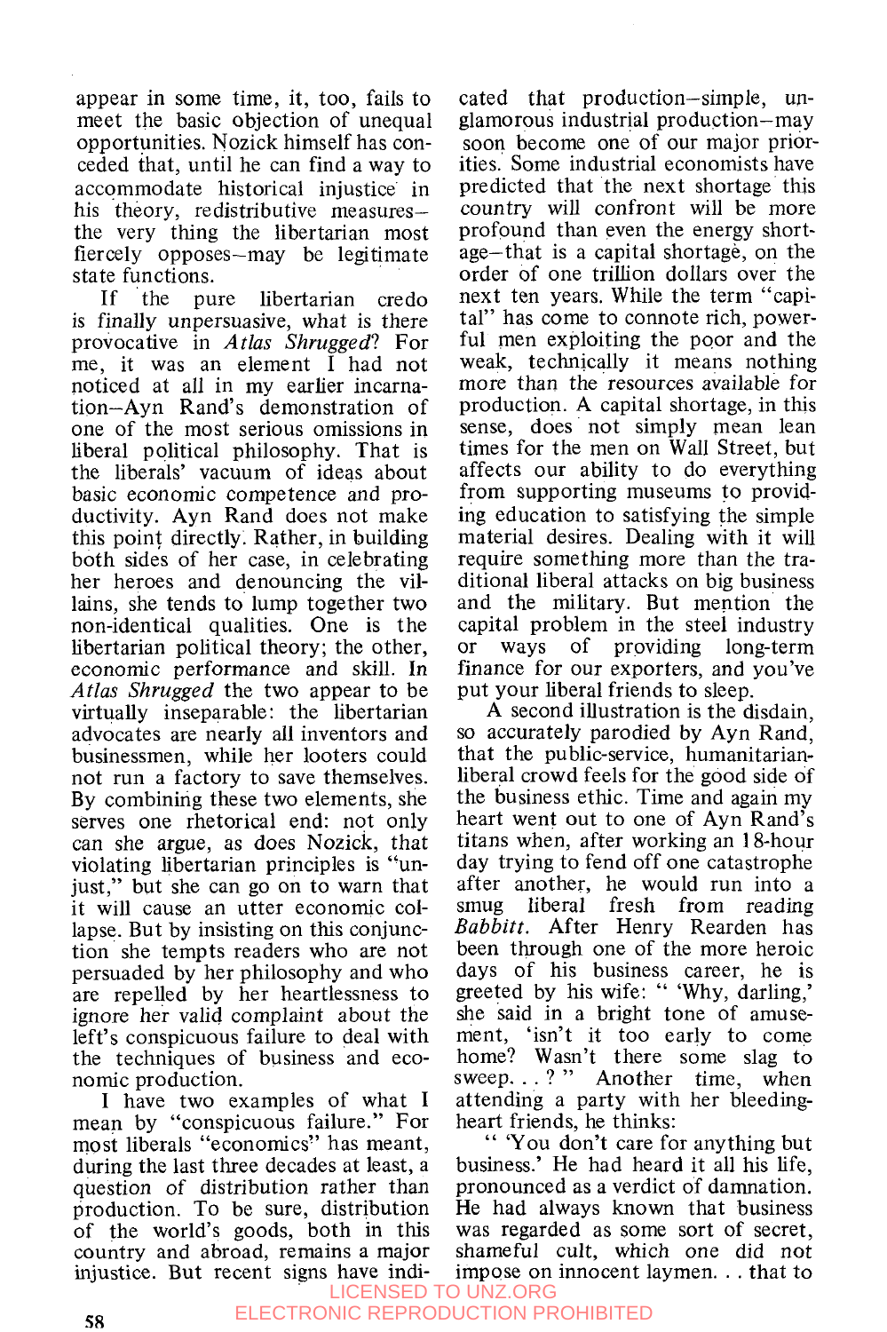appear in some time, it, too, fails to meet the basic objection of unequal opportunities. Nozick himself has conceded that, until he can find a way to accommodate historical injustice in his theory, redistributive measures—the very thing the libertarian most fiercely opposes—may be legitimate state functions.

If the pure libertarian credo is finally unpersuasive, what is there provocative in *Atlas Shrugged*? For me, it was an element I had not noticed at all in my earlier incarnation—Ayn Rand's demonstration of one of the most serious omissions in liberal political philosophy. That is the liberals' vacuum of ideas about basic economic competence and productivity. Ayn Rand does not make this point directly. Rather, in building both sides of her case, in celebrating her heroes and denouncing the villains, she tends to lump together two non-identical qualities. One is the libertarian political theory; the other, economic performance and skill. In *Atlas Shrugged* the two appear to be virtually inseparable: the libertarian advocates are nearly all inventors and businessmen, while her looters could not run a factory to save themselves. By combining these two elements, she serves one rhetorical end: not only can she argue, as does Nozick, that violating libertarian principles is "unjust," but she can go on to warn that it will cause an utter economic collapse. But by insisting on this conjunction she tempts readers who are not persuaded by her philosophy and who are repelled by her heartlessness to ignore her valid complaint about the left's conspicuous failure to deal with the techniques of business and economic production.

I have two examples of what I mean by "conspicuous failure." For most liberals "economics" has meant, during the last three decades at least, a question of distribution rather than production. To be sure, distribution of the world's goods, both in this country and abroad, remains a major injustice. But recent signs have indicated that production—simple, unglamorous industrial production—may soon become one of our major priorities. Some industrial economists have predicted that the next shortage this country will confront will be more profound than even the energy shortage—that is a capital shortage, on the order of one trillion dollars over the next ten years. While the term "capital" has come to connote rich, powerful men exploiting the poor and the weak, technically it means nothing more than the resources available for production. A capital shortage, in this sense, does not simply mean lean times for the men on Wall Street, but affects our ability to do everything from supporting museums to providing education to satisfying the simple material desires. Dealing with it will require something more than the traditional liberal attacks on big business and the military. But mention the capital problem in the steel industry or ways of providing long-term finance for our exporters, and you've put your liberal friends to sleep.

A second illustration is the disdain, so accurately parodied by Ayn Rand, that the public-service, humanitarian-liberal crowd feels for the good side of the business ethic. Time and again my heart went out to one of Ayn Rand's titans when, after working an 18-hour day trying to fend off one catastrophe after another, he would run into a smug liberal fresh from reading *Babbitt*. After Henry Rearden has been through one of the more heroic days of his business career, he is greeted by his wife: " 'Why, darling,' she said in a bright tone of amusement, 'isn't it too early to come home? Wasn't there some slag to sweep. . . ? " Another time, when attending a party with her bleeding-heart friends, he thinks:

" 'You don't care for anything but business.' He had heard it all his life, pronounced as a verdict of damnation. He had always known that business was regarded as some sort of secret, shameful cult, which one did not impose on innocent laymen. . . that to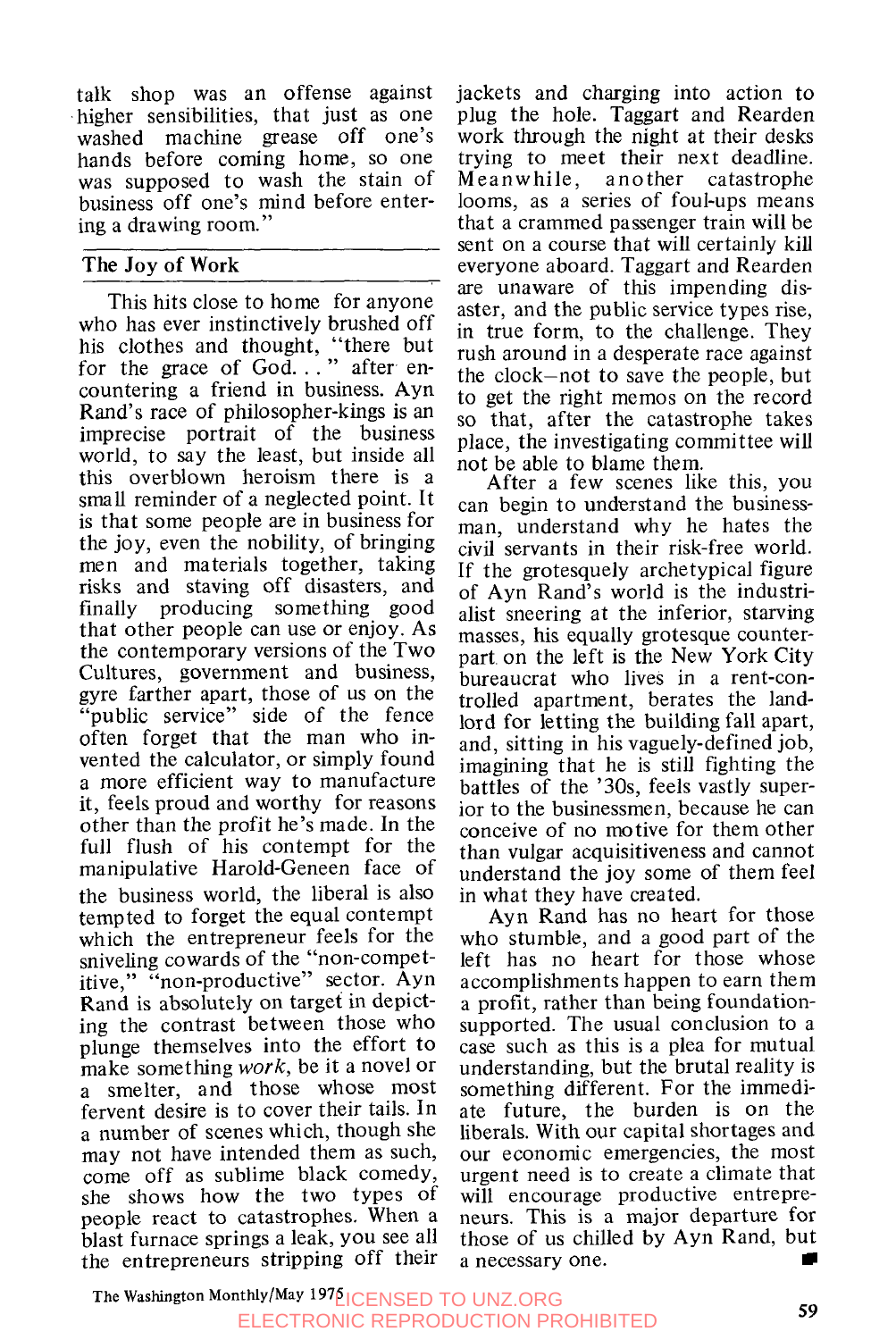talk shop was an offense against higher sensibilities, that just as one washed machine grease off one's hands before coming home, so one was supposed to wash the stain of business off one's mind before entering a drawing room."

## The Joy of Work

This hits close to home for anyone who has ever instinctively brushed off his clothes and thought, "there but for the grace of God. . . " after encountering a friend in business. Ayn Rand's race of philosopher-kings is an imprecise portrait of the business world, to say the least, but inside all this overblown heroism there is a small reminder of a neglected point. It is that some people are in business for the joy, even the nobility, of bringing men and materials together, taking risks and staving off disasters, and finally producing something good that other people can use or enjoy. As the contemporary versions of the Two Cultures, government and business, gyre farther apart, those of us on the "public service" side of the fence often forget that the man who invented the calculator, or simply found a more efficient way to manufacture it, feels proud and worthy for reasons other than the profit he's made. In the full flush of his contempt for the manipulative Harold-Geneen face of the business world, the liberal is also tempted to forget the equal contempt which the entrepreneur feels for the sniveling cowards of the "non-competitive," "non-productive" sector. Ayn Rand is absolutely on target in depicting the contrast between those who plunge themselves into the effort to make something *work*, be it a novel or a smelter, and those whose most fervent desire is to cover their tails. In a number of scenes which, though she may not have intended them as such, come off as sublime black comedy, she shows how the two types of people react to catastrophes. When a blast furnace springs a leak, you see all the entrepreneurs stripping off their jackets and charging into action to plug the hole. Taggart and Rearden work through the night at their desks trying to meet their next deadline. Meanwhile, another catastrophe looms, as a series of foul-ups means that a crammed passenger train will be sent on a course that will certainly kill everyone aboard. Taggart and Rearden are unaware of this impending disaster, and the public service types rise, in true form, to the challenge. They rush around in a desperate race against the clock—not to save the people, but to get the right memos on the record so that, after the catastrophe takes place, the investigating committee will not be able to blame them.

After a few scenes like this, you can begin to understand the businessman, understand why he hates the civil servants in their risk-free world. If the grotesquely archetypical figure of Ayn Rand's world is the industrialist sneering at the inferior, starving masses, his equally grotesque counterpart on the left is the New York City bureaucrat who lives in a rent-controlled apartment, berates the landlord for letting the building fall apart, and, sitting in his vaguely-defined job, imagining that he is still fighting the battles of the '30s, feels vastly superior to the businessmen, because he can conceive of no motive for them other than vulgar acquisitiveness and cannot understand the joy some of them feel in what they have created.

Ayn Rand has no heart for those who stumble, and a good part of the left has no heart for those whose accomplishments happen to earn them a profit, rather than being foundation-supported. The usual conclusion to a case such as this is a plea for mutual understanding, but the brutal reality is something different. For the immediate future, the burden is on the liberals. With our capital shortages and our economic emergencies, the most urgent need is to create a climate that will encourage productive entrepreneurs. This is a major departure for those of us chilled by Ayn Rand, but a necessary one. ■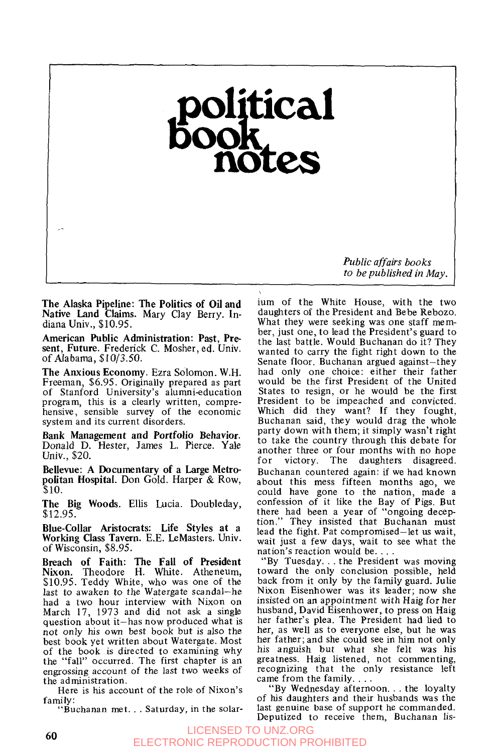# political book notes

*Public affairs books to be published in May.*

**The Alaska Pipeline: The Politics of Oil and Native Land Claims.** Mary Clay Berry. Indiana Univ., $10.95.

**American Public Administration: Past, Present, Future.** Frederick C. Mosher, ed. Univ. of Alabama, $10/3.50.

**The Anxious Economy.** Ezra Solomon. W.H. Freeman, $6.95. Originally prepared as part of Stanford University's alumni-education program, this is a clearly written, comprehensive, sensible survey of the economic system and its current disorders.

**Bank Management and Portfolio Behavior.** Donald D. Hester, James L. Pierce. Yale Univ., $20.

**Bellevue: A Documentary of a Large Metropolitan Hospital.** Don Gold. Harper & Row, $10.

**The Big Woods.** Ellis Lucia. Doubleday, $12.95.

**Blue-Collar Aristocrats: Life Styles at a Working Class Tavern.** E.E. LeMasters. Univ. of Wisconsin, $8.95.

**Breach of Faith: The Fall of President Nixon.** Theodore H. White. Atheneum, $10.95. Teddy White, who was one of the last to awaken to the Watergate scandal—he had a two hour interview with Nixon on March 17, 1973 and did not ask a single question about it—has now produced what is not only his own best book but is also the best book yet written about Watergate. Most of the book is directed to examining why the "fall" occurred. The first chapter is an engrossing account of the last two weeks of the administration.

Here is his account of the role of Nixon's family:

"Buchanan met. . . Saturday, in the solarium of the White House, with the two daughters of the President and Bebe Rebozo. What they were seeking was one staff member, just one, to lead the President's guard to the last battle. Would Buchanan do it? They wanted to carry the fight right down to the Senate floor. Buchanan argued against—they had only one choice: either their father would be the first President of the United States to resign, or he would be the first President to be impeached and convicted. Which did they want? If they fought, Buchanan said, they would drag the whole party down with them; it simply wasn't right to take the country through this debate for another three or four months with no hope for victory. The daughters disagreed. Buchanan countered again: if we had known about this mess fifteen months ago, we could have gone to the nation, made a confession of it like the Bay of Pigs. But there had been a year of "ongoing deception." They insisted that Buchanan must lead the fight. Pat compromised—let us wait, wait just a few days, wait to see what the nation's reaction would be. . . .

"By Tuesday. . . the President was moving toward the only conclusion possible, held back from it only by the family guard. Julie Nixon Eisenhower was its leader; now she insisted on an appointment with Haig for her husband, David Eisenhower, to press on Haig her father's plea. The President had lied to her, as well as to everyone else, but he was her father; and she could see in him not only his anguish but what she felt was his greatness. Haig listened, not commenting, recognizing that the only resistance left came from the family. . . .

"By Wednesday afternoon. . . the loyalty of his daughters and their husbands was the last genuine base of support he commanded. Deputized to receive them, Buchanan lis-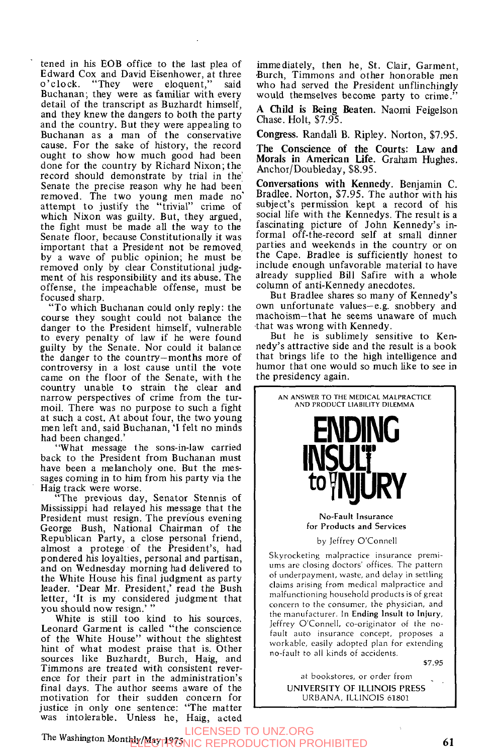tened in his EOB office to the last plea of Edward Cox and David Eisenhower, at three o'clock. "They were eloquent," said Buchanan; they were as familiar with every detail of the transcript as Buzhardt himself, and they knew the dangers to both the party and the country. But they were appealing to Buchanan as a man of the conservative cause. For the sake of history, the record ought to show how much good had been done for the country by Richard Nixon; the record should demonstrate by trial in the Senate the precise reason why he had been removed. The two young men made no attempt to justify the "trivial" crime of which Nixon was guilty. But, they argued, the fight must be made all the way to the Senate floor, because Constitutionally it was important that a President not be removed by a wave of public opinion; he must be removed only by clear Constitutional judgment of his responsibility and its abuse. The offense, the impeachable offense, must be focused sharp.

"To which Buchanan could only reply: the course they sought could not balance the danger to the President himself, vulnerable to every penalty of law if he were found guilty by the Senate. Nor could it balance the danger to the country—months more of controversy in a lost cause until the vote came on the floor of the Senate, with the country unable to strain the clear and narrow perspectives of crime from the turmoil. There was no purpose to such a fight at such a cost. At about four, the two young men left and, said Buchanan, 'I felt no minds had been changed.'

"What message the sons-in-law carried back to the President from Buchanan must have been a melancholy one. But the messages coming in to him from his party via the Haig track were worse.

"The previous day, Senator Stennis of Mississippi had relayed his message that the President must resign. The previous evening George Bush, National Chairman of the Republican Party, a close personal friend, almost a protege of the President's, had pondered his loyalties, personal and partisan, and on Wednesday morning had delivered to the White House his final judgment as party leader. 'Dear Mr. President,' read the Bush letter, 'It is my considered judgment that you should now resign.' "

White is still too kind to his sources. Leonard Garment is called "the conscience of the White House" without the slightest hint of what modest praise that is. Other sources like Buzhardt, Burch, Haig, and Timmons are treated with consistent reverence for their part in the administration's final days. The author seems aware of the motivation for their sudden concern for justice in only one sentence: "The matter was intolerable. Unless he, Haig, acted immediately, then he, St. Clair, Garment, Burch, Timmons and other honorable men who had served the President unflinchingly would themselves become party to crime."

**A Child is Being Beaten.** Naomi Feigelson Chase. Holt, $7.95.

**Congress.** Randall B. Ripley. Norton, $7.95.

**The Conscience of the Courts: Law and Morals in American Life.** Graham Hughes. Anchor/Doubleday, $8.95.

**Conversations with Kennedy.** Benjamin C. Bradlee. Norton, $7.95. The author with his subject's permission kept a record of his social life with the Kennedys. The result is a fascinating picture of John Kennedy's informal off-the-record self at small dinner parties and weekends in the country or on the Cape. Bradlee is sufficiently honest to include enough unfavorable material to have already supplied Bill Safire with a whole column of anti-Kennedy anecdotes.

But Bradlee shares so many of Kennedy's own unfortunate values—e.g. snobbery and machoism—that he seems unaware of much that was wrong with Kennedy.

But he is sublimely sensitive to Kennedy's attractive side and the result is a book that brings life to the high intelligence and humor that one would so much like to see in the presidency again.

AN ANSWER TO THE MEDICAL MALPRACTICE AND PRODUCT LIABILITY DILEMMA

# ENDING INSULT to INJURY

No-Fault Insurance for Products and Services

by Jeffrey O'Connell

Skyrocketing malpractice insurance premiums are closing doctors' offices. The pattern of underpayment, waste, and delay in settling claims arising from medical malpractice and malfunctioning household products is of great concern to the consumer, the physician, and the manufacturer. In **Ending Insult to Injury**, Jeffrey O'Connell, co-originator of the no-fault auto insurance concept, proposes a workable, easily adopted plan for extending no-fault to all kinds of accidents.

$7.95

at bookstores, or order from
UNIVERSITY OF ILLINOIS PRESS
URBANA, ILLINOIS 61801